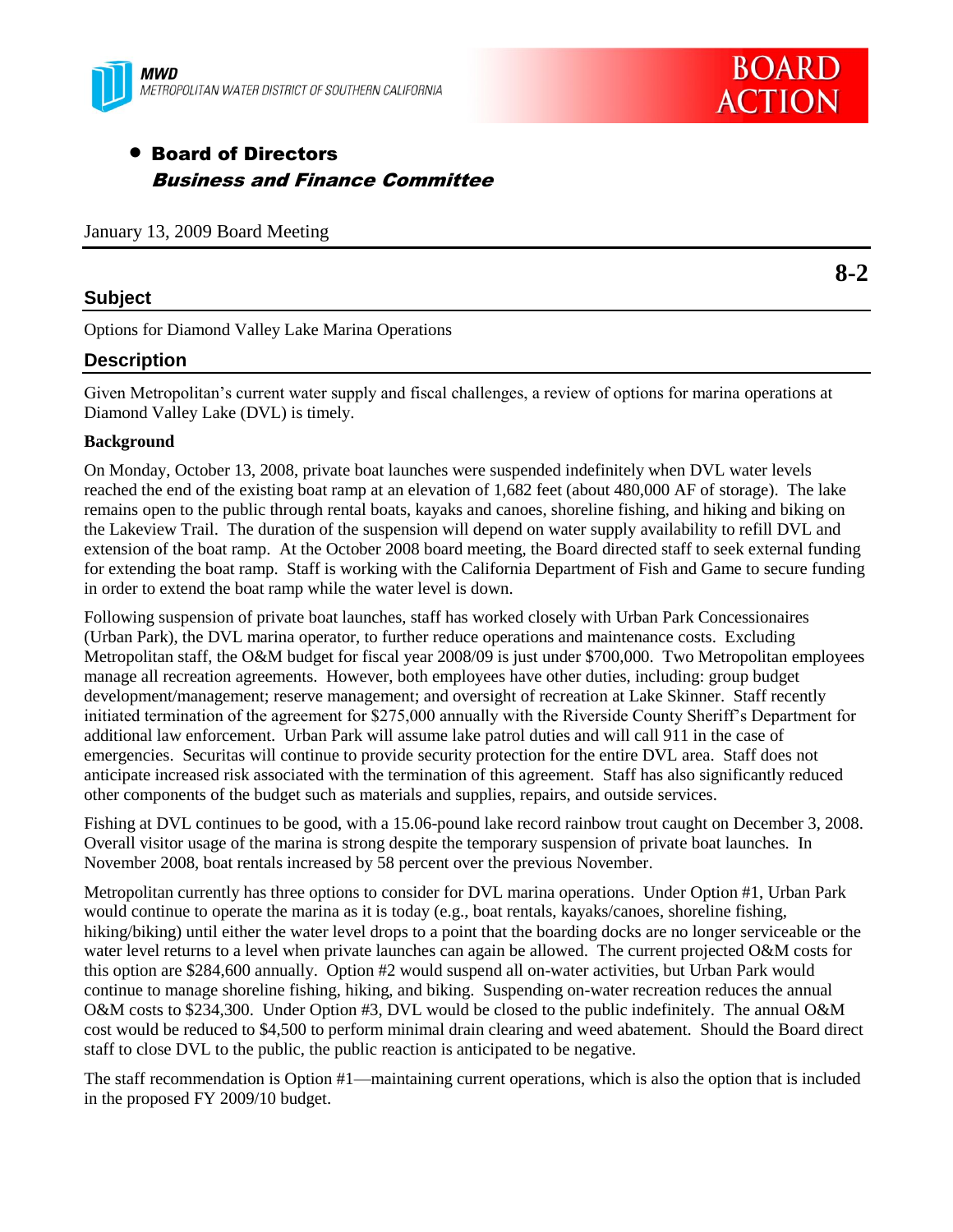MWD
METROPOLITAN WATER DISTRICT OF SOUTHERN CALIFORNIA

BOARD ACTION

- **Board of Directors**
  ***Business and Finance Committee***

January 13, 2009 Board Meeting

**8-2**

## Subject

Options for Diamond Valley Lake Marina Operations

## Description

Given Metropolitan's current water supply and fiscal challenges, a review of options for marina operations at Diamond Valley Lake (DVL) is timely.

**Background**

On Monday, October 13, 2008, private boat launches were suspended indefinitely when DVL water levels reached the end of the existing boat ramp at an elevation of 1,682 feet (about 480,000 AF of storage). The lake remains open to the public through rental boats, kayaks and canoes, shoreline fishing, and hiking and biking on the Lakeview Trail. The duration of the suspension will depend on water supply availability to refill DVL and extension of the boat ramp. At the October 2008 board meeting, the Board directed staff to seek external funding for extending the boat ramp. Staff is working with the California Department of Fish and Game to secure funding in order to extend the boat ramp while the water level is down.

Following suspension of private boat launches, staff has worked closely with Urban Park Concessionaires (Urban Park), the DVL marina operator, to further reduce operations and maintenance costs. Excluding Metropolitan staff, the O&M budget for fiscal year 2008/09 is just under $700,000. Two Metropolitan employees manage all recreation agreements. However, both employees have other duties, including: group budget development/management; reserve management; and oversight of recreation at Lake Skinner. Staff recently initiated termination of the agreement for $275,000 annually with the Riverside County Sheriff's Department for additional law enforcement. Urban Park will assume lake patrol duties and will call 911 in the case of emergencies. Securitas will continue to provide security protection for the entire DVL area. Staff does not anticipate increased risk associated with the termination of this agreement. Staff has also significantly reduced other components of the budget such as materials and supplies, repairs, and outside services.

Fishing at DVL continues to be good, with a 15.06-pound lake record rainbow trout caught on December 3, 2008. Overall visitor usage of the marina is strong despite the temporary suspension of private boat launches. In November 2008, boat rentals increased by 58 percent over the previous November.

Metropolitan currently has three options to consider for DVL marina operations. Under Option #1, Urban Park would continue to operate the marina as it is today (e.g., boat rentals, kayaks/canoes, shoreline fishing, hiking/biking) until either the water level drops to a point that the boarding docks are no longer serviceable or the water level returns to a level when private launches can again be allowed. The current projected O&M costs for this option are $284,600 annually. Option #2 would suspend all on-water activities, but Urban Park would continue to manage shoreline fishing, hiking, and biking. Suspending on-water recreation reduces the annual O&M costs to $234,300. Under Option #3, DVL would be closed to the public indefinitely. The annual O&M cost would be reduced to $4,500 to perform minimal drain clearing and weed abatement. Should the Board direct staff to close DVL to the public, the public reaction is anticipated to be negative.

The staff recommendation is Option #1—maintaining current operations, which is also the option that is included in the proposed FY 2009/10 budget.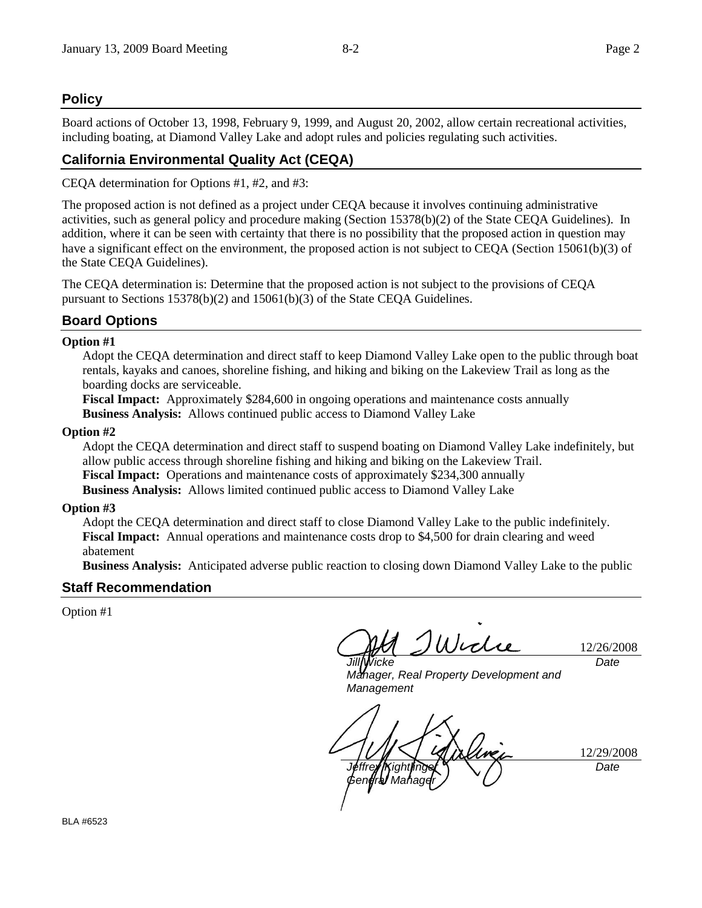## Policy

Board actions of October 13, 1998, February 9, 1999, and August 20, 2002, allow certain recreational activities, including boating, at Diamond Valley Lake and adopt rules and policies regulating such activities.

## California Environmental Quality Act (CEQA)

CEQA determination for Options #1, #2, and #3:

The proposed action is not defined as a project under CEQA because it involves continuing administrative activities, such as general policy and procedure making (Section 15378(b)(2) of the State CEQA Guidelines). In addition, where it can be seen with certainty that there is no possibility that the proposed action in question may have a significant effect on the environment, the proposed action is not subject to CEQA (Section 15061(b)(3) of the State CEQA Guidelines).

The CEQA determination is: Determine that the proposed action is not subject to the provisions of CEQA pursuant to Sections 15378(b)(2) and 15061(b)(3) of the State CEQA Guidelines.

## Board Options

**Option #1**

Adopt the CEQA determination and direct staff to keep Diamond Valley Lake open to the public through boat rentals, kayaks and canoes, shoreline fishing, and hiking and biking on the Lakeview Trail as long as the boarding docks are serviceable.

**Fiscal Impact:** Approximately $284,600 in ongoing operations and maintenance costs annually

**Business Analysis:** Allows continued public access to Diamond Valley Lake

**Option #2**

Adopt the CEQA determination and direct staff to suspend boating on Diamond Valley Lake indefinitely, but allow public access through shoreline fishing and hiking and biking on the Lakeview Trail.

**Fiscal Impact:** Operations and maintenance costs of approximately $234,300 annually

**Business Analysis:** Allows limited continued public access to Diamond Valley Lake

**Option #3**

Adopt the CEQA determination and direct staff to close Diamond Valley Lake to the public indefinitely.

**Fiscal Impact:** Annual operations and maintenance costs drop to $4,500 for drain clearing and weed abatement

**Business Analysis:** Anticipated adverse public reaction to closing down Diamond Valley Lake to the public

## Staff Recommendation

Option #1

12/26/2008

*Jill Wicke* — *Date*

*Manager, Real Property Development and Management*

12/29/2008

*Jeffrey Kightlinger* — *Date*

*General Manager*

BLA #6523